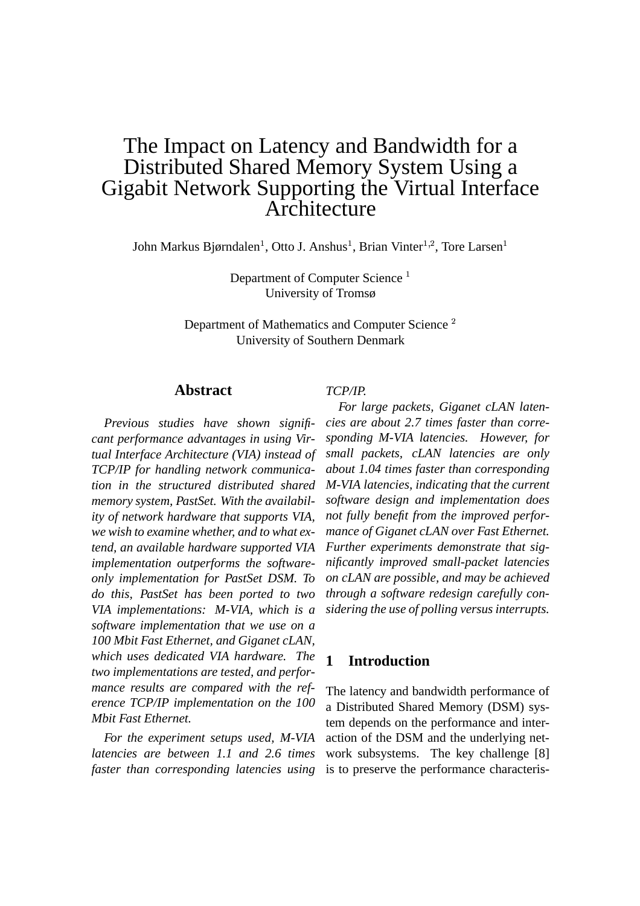# The Impact on Latency and Bandwidth for a Distributed Shared Memory System Using a Gigabit Network Supporting the Virtual Interface Architecture

John Markus Bjørndalen[1], Otto J. Anshus[1], Brian Vinter[1,2], Tore Larsen[1]

Department of Computer Science [1]
University of Tromsø

Department of Mathematics and Computer Science [2]
University of Southern Denmark

## Abstract

*Previous studies have shown significant performance advantages in using Virtual Interface Architecture (VIA) instead of TCP/IP for handling network communication in the structured distributed shared memory system, PastSet. With the availability of network hardware that supports VIA, we wish to examine whether, and to what extend, an available hardware supported VIA implementation outperforms the software-only implementation for PastSet DSM. To do this, PastSet has been ported to two VIA implementations: M-VIA, which is a software implementation that we use on a 100 Mbit Fast Ethernet, and Giganet cLAN, which uses dedicated VIA hardware. The two implementations are tested, and performance results are compared with the reference TCP/IP implementation on the 100 Mbit Fast Ethernet.*

*For the experiment setups used, M-VIA latencies are between 1.1 and 2.6 times faster than corresponding latencies using TCP/IP.*

*For large packets, Giganet cLAN latencies are about 2.7 times faster than corresponding M-VIA latencies. However, for small packets, cLAN latencies are only about 1.04 times faster than corresponding M-VIA latencies, indicating that the current software design and implementation does not fully benefit from the improved performance of Giganet cLAN over Fast Ethernet. Further experiments demonstrate that significantly improved small-packet latencies on cLAN are possible, and may be achieved through a software redesign carefully considering the use of polling versus interrupts.*

## 1 Introduction

The latency and bandwidth performance of a Distributed Shared Memory (DSM) system depends on the performance and interaction of the DSM and the underlying network subsystems. The key challenge [8] is to preserve the performance characteris-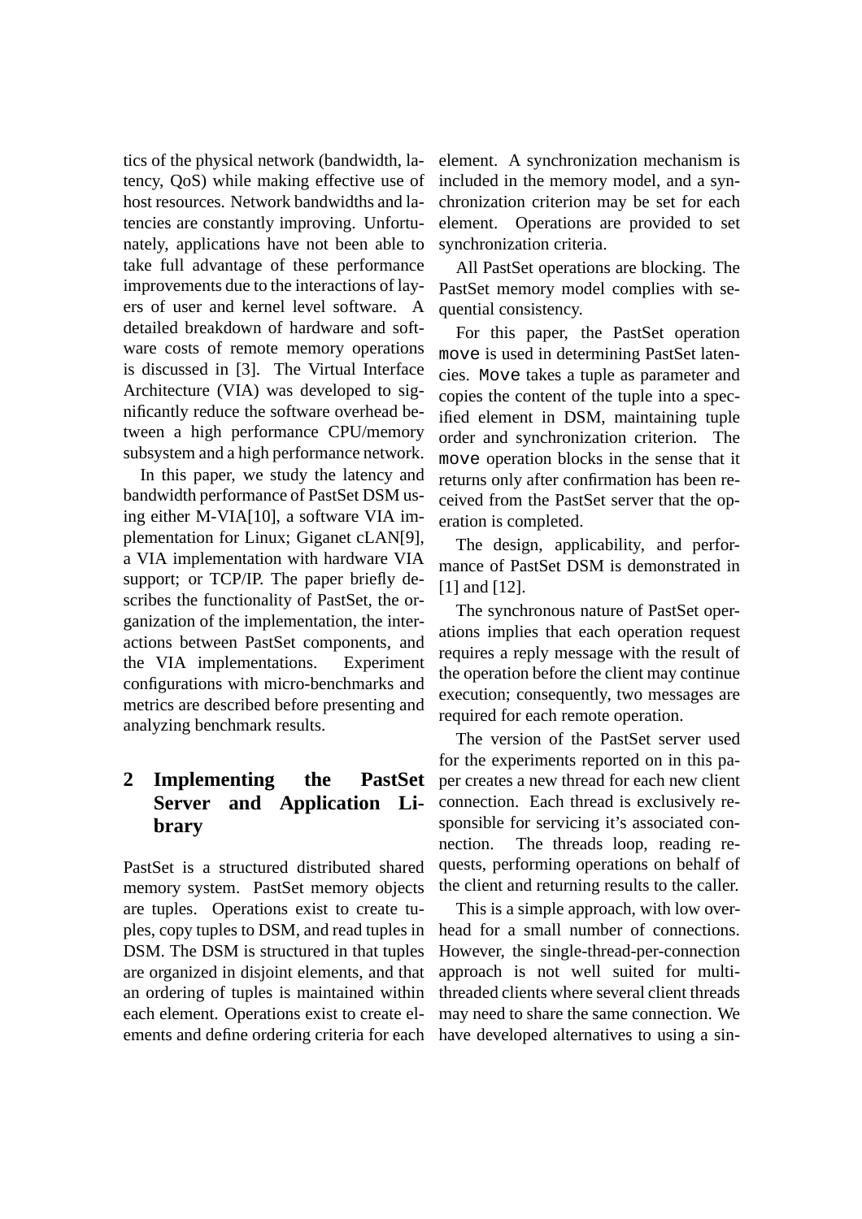tics of the physical network (bandwidth, latency, QoS) while making effective use of host resources. Network bandwidths and latencies are constantly improving. Unfortunately, applications have not been able to take full advantage of these performance improvements due to the interactions of layers of user and kernel level software. A detailed breakdown of hardware and software costs of remote memory operations is discussed in [3]. The Virtual Interface Architecture (VIA) was developed to significantly reduce the software overhead between a high performance CPU/memory subsystem and a high performance network.

In this paper, we study the latency and bandwidth performance of PastSet DSM using either M-VIA[10], a software VIA implementation for Linux; Giganet cLAN[9], a VIA implementation with hardware VIA support; or TCP/IP. The paper briefly describes the functionality of PastSet, the organization of the implementation, the interactions between PastSet components, and the VIA implementations. Experiment configurations with micro-benchmarks and metrics are described before presenting and analyzing benchmark results.

## 2 Implementing the PastSet Server and Application Library

PastSet is a structured distributed shared memory system. PastSet memory objects are tuples. Operations exist to create tuples, copy tuples to DSM, and read tuples in DSM. The DSM is structured in that tuples are organized in disjoint elements, and that an ordering of tuples is maintained within each element. Operations exist to create elements and define ordering criteria for each element. A synchronization mechanism is included in the memory model, and a synchronization criterion may be set for each element. Operations are provided to set synchronization criteria.

All PastSet operations are blocking. The PastSet memory model complies with sequential consistency.

For this paper, the PastSet operation `move` is used in determining PastSet latencies. `Move` takes a tuple as parameter and copies the content of the tuple into a specified element in DSM, maintaining tuple order and synchronization criterion. The `move` operation blocks in the sense that it returns only after confirmation has been received from the PastSet server that the operation is completed.

The design, applicability, and performance of PastSet DSM is demonstrated in [1] and [12].

The synchronous nature of PastSet operations implies that each operation request requires a reply message with the result of the operation before the client may continue execution; consequently, two messages are required for each remote operation.

The version of the PastSet server used for the experiments reported on in this paper creates a new thread for each new client connection. Each thread is exclusively responsible for servicing it's associated connection. The threads loop, reading requests, performing operations on behalf of the client and returning results to the caller.

This is a simple approach, with low overhead for a small number of connections. However, the single-thread-per-connection approach is not well suited for multi-threaded clients where several client threads may need to share the same connection. We have developed alternatives to using a sin-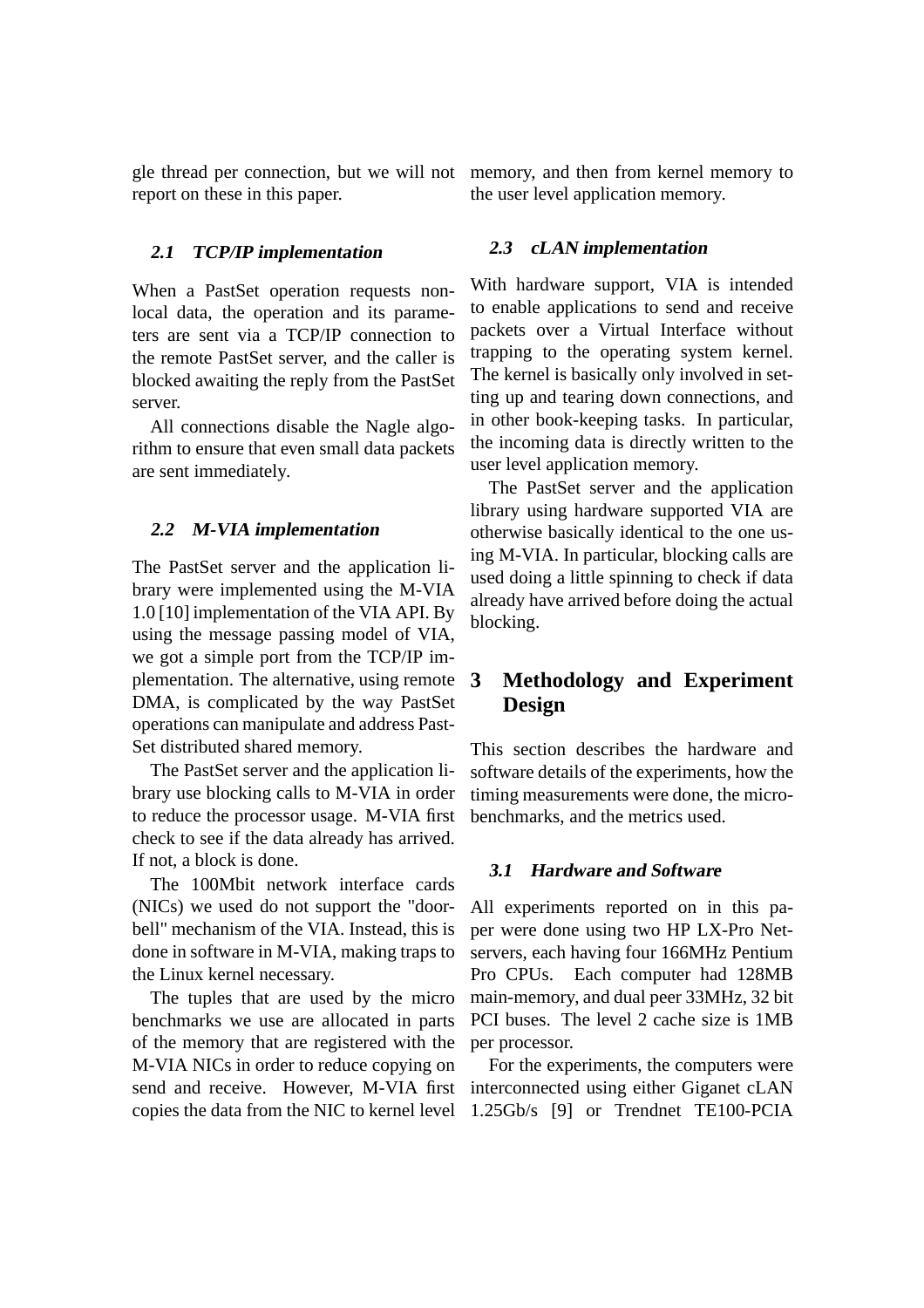gle thread per connection, but we will not report on these in this paper.

### *2.1 TCP/IP implementation*

When a PastSet operation requests non-local data, the operation and its parameters are sent via a TCP/IP connection to the remote PastSet server, and the caller is blocked awaiting the reply from the PastSet server.

All connections disable the Nagle algorithm to ensure that even small data packets are sent immediately.

### *2.2 M-VIA implementation*

The PastSet server and the application library were implemented using the M-VIA 1.0 [10] implementation of the VIA API. By using the message passing model of VIA, we got a simple port from the TCP/IP implementation. The alternative, using remote DMA, is complicated by the way PastSet operations can manipulate and address PastSet distributed shared memory.

The PastSet server and the application library use blocking calls to M-VIA in order to reduce the processor usage. M-VIA first check to see if the data already has arrived. If not, a block is done.

The 100Mbit network interface cards (NICs) we used do not support the "doorbell" mechanism of the VIA. Instead, this is done in software in M-VIA, making traps to the Linux kernel necessary.

The tuples that are used by the micro benchmarks we use are allocated in parts of the memory that are registered with the M-VIA NICs in order to reduce copying on send and receive. However, M-VIA first copies the data from the NIC to kernel level memory, and then from kernel memory to the user level application memory.

### *2.3 cLAN implementation*

With hardware support, VIA is intended to enable applications to send and receive packets over a Virtual Interface without trapping to the operating system kernel. The kernel is basically only involved in setting up and tearing down connections, and in other book-keeping tasks. In particular, the incoming data is directly written to the user level application memory.

The PastSet server and the application library using hardware supported VIA are otherwise basically identical to the one using M-VIA. In particular, blocking calls are used doing a little spinning to check if data already have arrived before doing the actual blocking.

## 3 Methodology and Experiment Design

This section describes the hardware and software details of the experiments, how the timing measurements were done, the micro-benchmarks, and the metrics used.

### *3.1 Hardware and Software*

All experiments reported on in this paper were done using two HP LX-Pro Netservers, each having four 166MHz Pentium Pro CPUs. Each computer had 128MB main-memory, and dual peer 33MHz, 32 bit PCI buses. The level 2 cache size is 1MB per processor.

For the experiments, the computers were interconnected using either Giganet cLAN 1.25Gb/s [9] or Trendnet TE100-PCIA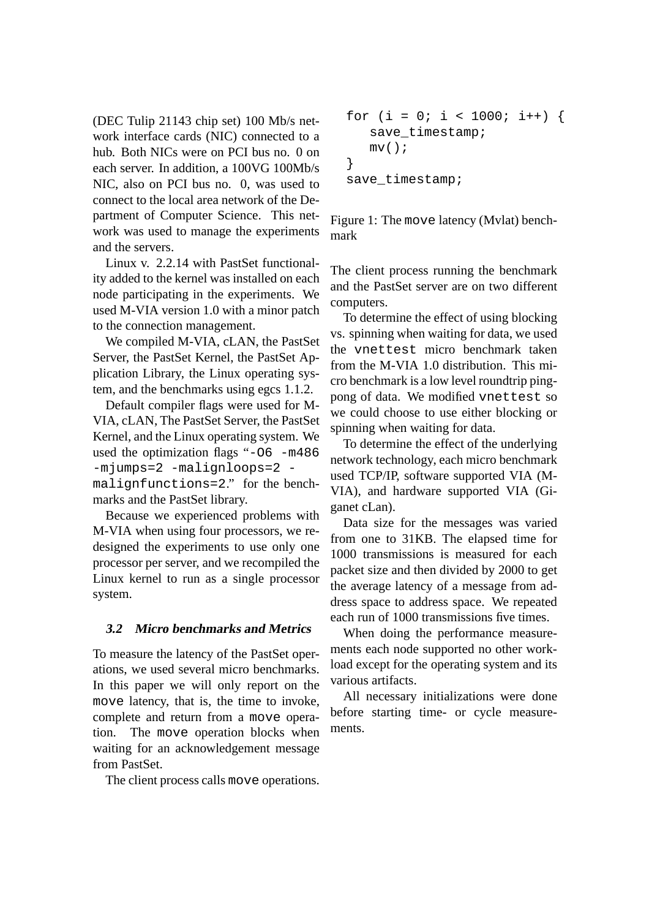(DEC Tulip 21143 chip set) 100 Mb/s network interface cards (NIC) connected to a hub. Both NICs were on PCI bus no. 0 on each server. In addition, a 100VG 100Mb/s NIC, also on PCI bus no. 0, was used to connect to the local area network of the Department of Computer Science. This network was used to manage the experiments and the servers.

Linux v. 2.2.14 with PastSet functionality added to the kernel was installed on each node participating in the experiments. We used M-VIA version 1.0 with a minor patch to the connection management.

We compiled M-VIA, cLAN, the PastSet Server, the PastSet Kernel, the PastSet Application Library, the Linux operating system, and the benchmarks using egcs 1.1.2.

Default compiler flags were used for M-VIA, cLAN, The PastSet Server, the PastSet Kernel, and the Linux operating system. We used the optimization flags "`-O6 -m486 -mjumps=2 -malignloops=2 -malignfunctions=2`." for the benchmarks and the PastSet library.

Because we experienced problems with M-VIA when using four processors, we redesigned the experiments to use only one processor per server, and we recompiled the Linux kernel to run as a single processor system.

### 3.2 Micro benchmarks and Metrics

To measure the latency of the PastSet operations, we used several micro benchmarks. In this paper we will only report on the `move` latency, that is, the time to invoke, complete and return from a `move` operation. The `move` operation blocks when waiting for an acknowledgement message from PastSet.

The client process calls `move` operations.

```
for (i = 0; i < 1000; i++) {
   save_timestamp;
   mv();
}
save_timestamp;
```

Figure 1: The `move` latency (Mvlat) benchmark

The client process running the benchmark and the PastSet server are on two different computers.

To determine the effect of using blocking vs. spinning when waiting for data, we used the `vnettest` micro benchmark taken from the M-VIA 1.0 distribution. This micro benchmark is a low level roundtrip ping-pong of data. We modified `vnettest` so we could choose to use either blocking or spinning when waiting for data.

To determine the effect of the underlying network technology, each micro benchmark used TCP/IP, software supported VIA (M-VIA), and hardware supported VIA (Giganet cLan).

Data size for the messages was varied from one to 31KB. The elapsed time for 1000 transmissions is measured for each packet size and then divided by 2000 to get the average latency of a message from address space to address space. We repeated each run of 1000 transmissions five times.

When doing the performance measurements each node supported no other workload except for the operating system and its various artifacts.

All necessary initializations were done before starting time- or cycle measurements.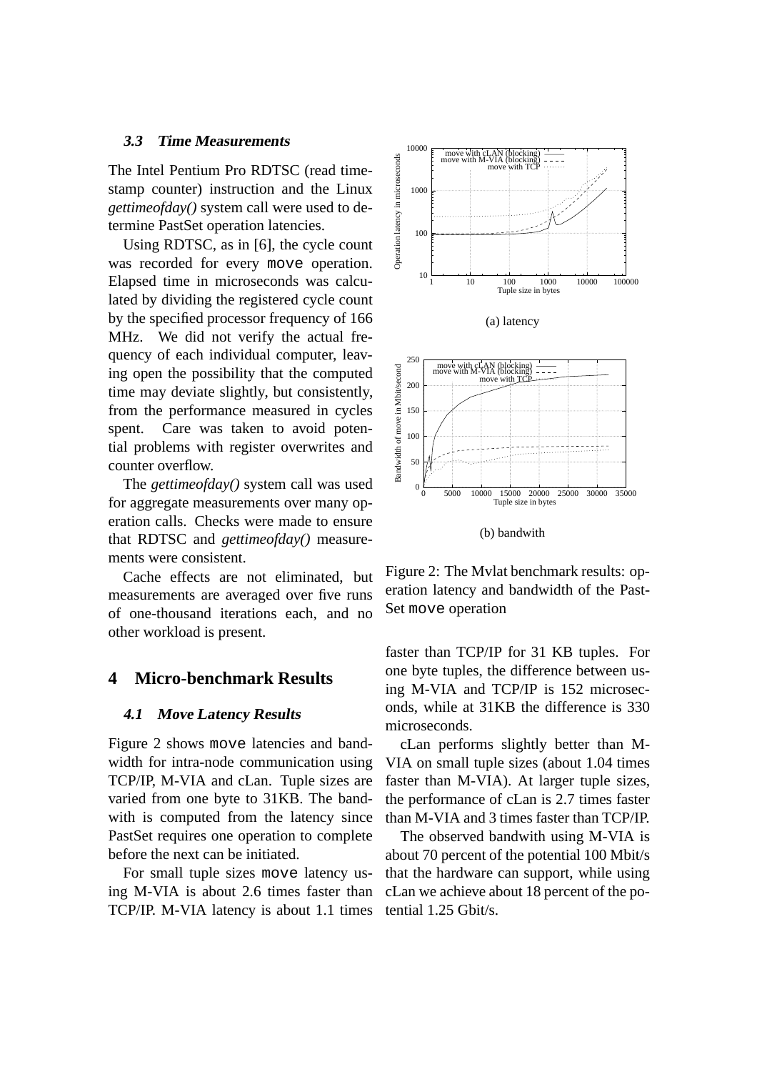### 3.3 Time Measurements

The Intel Pentium Pro RDTSC (read time-stamp counter) instruction and the Linux *gettimeofday()* system call were used to determine PastSet operation latencies.

Using RDTSC, as in [6], the cycle count was recorded for every `move` operation. Elapsed time in microseconds was calculated by dividing the registered cycle count by the specified processor frequency of 166 MHz. We did not verify the actual frequency of each individual computer, leaving open the possibility that the computed time may deviate slightly, but consistently, from the performance measured in cycles spent. Care was taken to avoid potential problems with register overwrites and counter overflow.

The *gettimeofday()* system call was used for aggregate measurements over many operation calls. Checks were made to ensure that RDTSC and *gettimeofday()* measurements were consistent.

Cache effects are not eliminated, but measurements are averaged over five runs of one-thousand iterations each, and no other workload is present.

## 4 Micro-benchmark Results

### 4.1 Move Latency Results

Figure 2 shows `move` latencies and bandwidth for intra-node communication using TCP/IP, M-VIA and cLan. Tuple sizes are varied from one byte to 31KB. The bandwith is computed from the latency since PastSet requires one operation to complete before the next can be initiated.

For small tuple sizes `move` latency using M-VIA is about 2.6 times faster than TCP/IP. M-VIA latency is about 1.1 times faster than TCP/IP for 31 KB tuples. For one byte tuples, the difference between using M-VIA and TCP/IP is 152 microseconds, while at 31KB the difference is 330 microseconds.

cLan performs slightly better than M-VIA on small tuple sizes (about 1.04 times faster than M-VIA). At larger tuple sizes, the performance of cLan is 2.7 times faster than M-VIA and 3 times faster than TCP/IP.

The observed bandwith using M-VIA is about 70 percent of the potential 100 Mbit/s that the hardware can support, while using cLan we achieve about 18 percent of the potential 1.25 Gbit/s.

(a) latency

(b) bandwith

Figure 2: The Mvlat benchmark results: operation latency and bandwidth of the PastSet `move` operation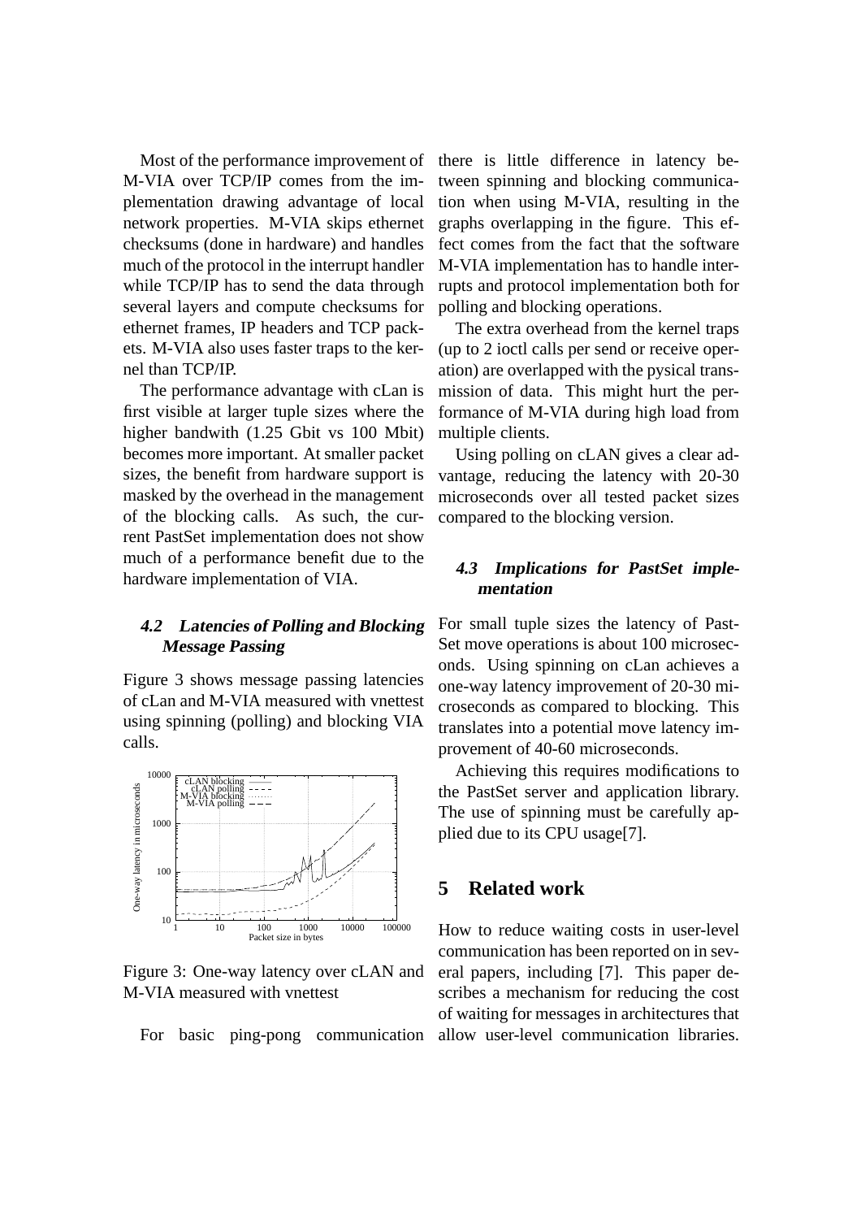Most of the performance improvement of M-VIA over TCP/IP comes from the implementation drawing advantage of local network properties. M-VIA skips ethernet checksums (done in hardware) and handles much of the protocol in the interrupt handler while TCP/IP has to send the data through several layers and compute checksums for ethernet frames, IP headers and TCP packets. M-VIA also uses faster traps to the kernel than TCP/IP.

The performance advantage with cLan is first visible at larger tuple sizes where the higher bandwith (1.25 Gbit vs 100 Mbit) becomes more important. At smaller packet sizes, the benefit from hardware support is masked by the overhead in the management of the blocking calls. As such, the current PastSet implementation does not show much of a performance benefit due to the hardware implementation of VIA.

### 4.2 Latencies of Polling and Blocking Message Passing

Figure 3 shows message passing latencies of cLan and M-VIA measured with vnettest using spinning (polling) and blocking VIA calls.

Figure 3: One-way latency over cLAN and M-VIA measured with vnettest

For basic ping-pong communication there is little difference in latency between spinning and blocking communication when using M-VIA, resulting in the graphs overlapping in the figure. This effect comes from the fact that the software M-VIA implementation has to handle interrupts and protocol implementation both for polling and blocking operations.

The extra overhead from the kernel traps (up to 2 ioctl calls per send or receive operation) are overlapped with the pysical transmission of data. This might hurt the performance of M-VIA during high load from multiple clients.

Using polling on cLAN gives a clear advantage, reducing the latency with 20-30 microseconds over all tested packet sizes compared to the blocking version.

### 4.3 Implications for PastSet implementation

For small tuple sizes the latency of PastSet move operations is about 100 microseconds. Using spinning on cLan achieves a one-way latency improvement of 20-30 microseconds as compared to blocking. This translates into a potential move latency improvement of 40-60 microseconds.

Achieving this requires modifications to the PastSet server and application library. The use of spinning must be carefully applied due to its CPU usage[7].

## 5 Related work

How to reduce waiting costs in user-level communication has been reported on in several papers, including [7]. This paper describes a mechanism for reducing the cost of waiting for messages in architectures that allow user-level communication libraries.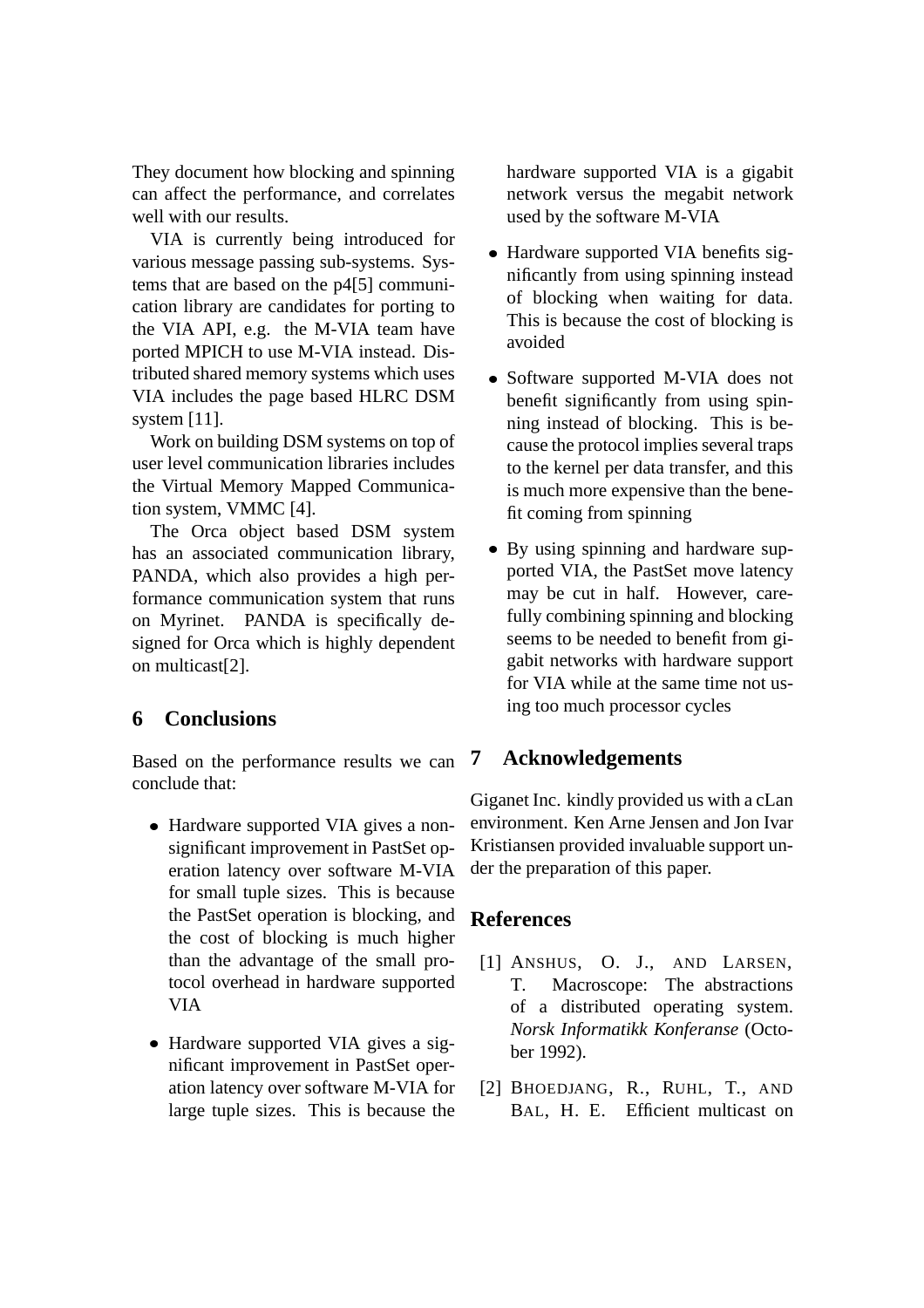They document how blocking and spinning can affect the performance, and correlates well with our results.

VIA is currently being introduced for various message passing sub-systems. Systems that are based on the p4[5] communication library are candidates for porting to the VIA API, e.g. the M-VIA team have ported MPICH to use M-VIA instead. Distributed shared memory systems which uses VIA includes the page based HLRC DSM system [11].

Work on building DSM systems on top of user level communication libraries includes the Virtual Memory Mapped Communication system, VMMC [4].

The Orca object based DSM system has an associated communication library, PANDA, which also provides a high performance communication system that runs on Myrinet. PANDA is specifically designed for Orca which is highly dependent on multicast[2].

## 6 Conclusions

Based on the performance results we can conclude that:

- Hardware supported VIA gives a non-significant improvement in PastSet operation latency over software M-VIA for small tuple sizes. This is because the PastSet operation is blocking, and the cost of blocking is much higher than the advantage of the small protocol overhead in hardware supported VIA
- Hardware supported VIA gives a significant improvement in PastSet operation latency over software M-VIA for large tuple sizes. This is because the hardware supported VIA is a gigabit network versus the megabit network used by the software M-VIA
- Hardware supported VIA benefits significantly from using spinning instead of blocking when waiting for data. This is because the cost of blocking is avoided
- Software supported M-VIA does not benefit significantly from using spinning instead of blocking. This is because the protocol implies several traps to the kernel per data transfer, and this is much more expensive than the benefit coming from spinning
- By using spinning and hardware supported VIA, the PastSet move latency may be cut in half. However, carefully combining spinning and blocking seems to be needed to benefit from gigabit networks with hardware support for VIA while at the same time not using too much processor cycles

## 7 Acknowledgements

Giganet Inc. kindly provided us with a cLan environment. Ken Arne Jensen and Jon Ivar Kristiansen provided invaluable support under the preparation of this paper.

## References

[1] Anshus, O. J., and Larsen, T. Macroscope: The abstractions of a distributed operating system. *Norsk Informatikk Konferanse* (October 1992).

[2] Bhoedjang, R., Ruhl, T., and Bal, H. E. Efficient multicast on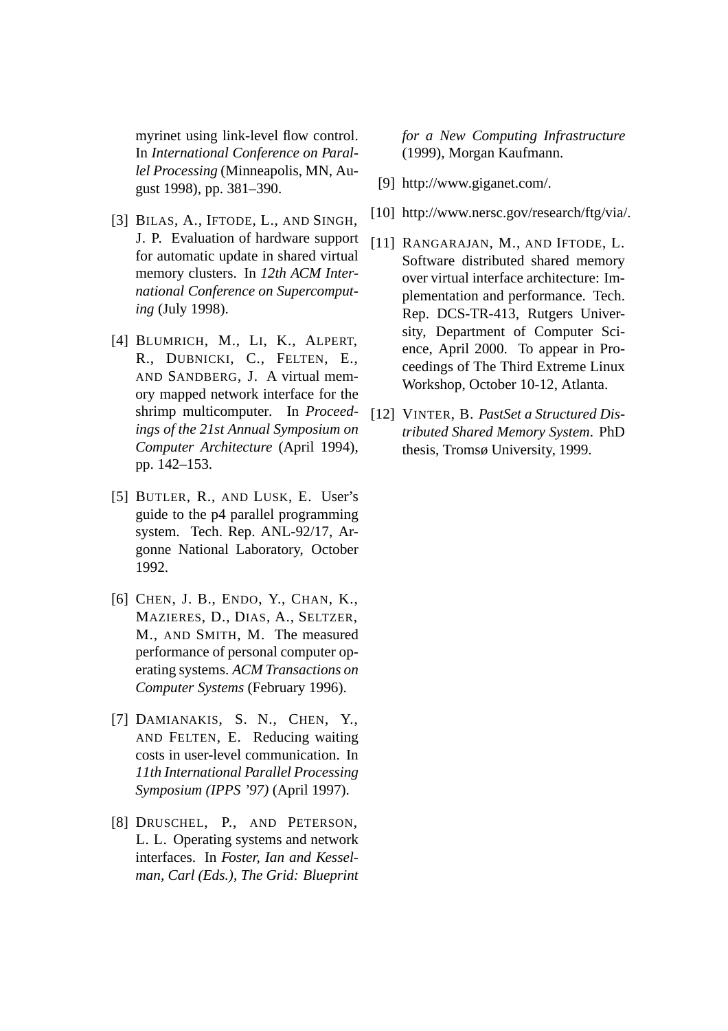myrinet using link-level flow control. In *International Conference on Parallel Processing* (Minneapolis, MN, August 1998), pp. 381–390.

[3] BILAS, A., IFTODE, L., AND SINGH, J. P. Evaluation of hardware support for automatic update in shared virtual memory clusters. In *12th ACM International Conference on Supercomputing* (July 1998).

[4] BLUMRICH, M., LI, K., ALPERT, R., DUBNICKI, C., FELTEN, E., AND SANDBERG, J. A virtual memory mapped network interface for the shrimp multicomputer. In *Proceedings of the 21st Annual Symposium on Computer Architecture* (April 1994), pp. 142–153.

[5] BUTLER, R., AND LUSK, E. User's guide to the p4 parallel programming system. Tech. Rep. ANL-92/17, Argonne National Laboratory, October 1992.

[6] CHEN, J. B., ENDO, Y., CHAN, K., MAZIERES, D., DIAS, A., SELTZER, M., AND SMITH, M. The measured performance of personal computer operating systems. *ACM Transactions on Computer Systems* (February 1996).

[7] DAMIANAKIS, S. N., CHEN, Y., AND FELTEN, E. Reducing waiting costs in user-level communication. In *11th International Parallel Processing Symposium (IPPS '97)* (April 1997).

[8] DRUSCHEL, P., AND PETERSON, L. L. Operating systems and network interfaces. In *Foster, Ian and Kesselman, Carl (Eds.), The Grid: Blueprint for a New Computing Infrastructure* (1999), Morgan Kaufmann.

[9] http://www.giganet.com/.

[10] http://www.nersc.gov/research/ftg/via/.

[11] RANGARAJAN, M., AND IFTODE, L. Software distributed shared memory over virtual interface architecture: Implementation and performance. Tech. Rep. DCS-TR-413, Rutgers University, Department of Computer Science, April 2000. To appear in Proceedings of The Third Extreme Linux Workshop, October 10-12, Atlanta.

[12] VINTER, B. *PastSet a Structured Distributed Shared Memory System*. PhD thesis, Tromsø University, 1999.